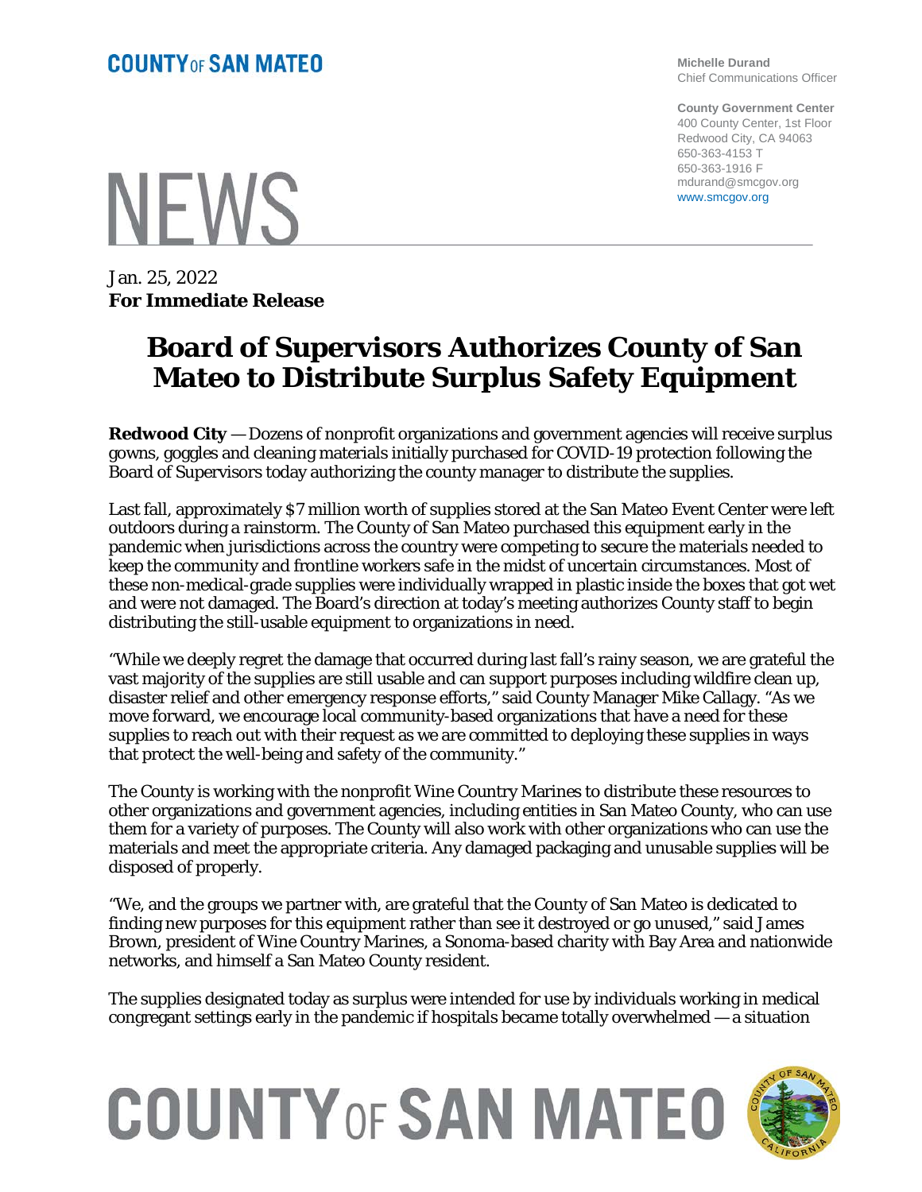**COUNTY OF SAN MATEO**

**Michelle Durand**
Chief Communications Officer

**County Government Center**
400 County Center, 1st Floor
Redwood City, CA 94063
650-363-4153 T
650-363-1916 F
mdurand@smcgov.org
www.smcgov.org

# NEWS

Jan. 25, 2022
**For Immediate Release**

# Board of Supervisors Authorizes County of San Mateo to Distribute Surplus Safety Equipment

**Redwood City** — Dozens of nonprofit organizations and government agencies will receive surplus gowns, goggles and cleaning materials initially purchased for COVID-19 protection following the Board of Supervisors today authorizing the county manager to distribute the supplies.

Last fall, approximately $7 million worth of supplies stored at the San Mateo Event Center were left outdoors during a rainstorm. The County of San Mateo purchased this equipment early in the pandemic when jurisdictions across the country were competing to secure the materials needed to keep the community and frontline workers safe in the midst of uncertain circumstances. Most of these non-medical-grade supplies were individually wrapped in plastic inside the boxes that got wet and were not damaged. The Board's direction at today's meeting authorizes County staff to begin distributing the still-usable equipment to organizations in need.

"While we deeply regret the damage that occurred during last fall's rainy season, we are grateful the vast majority of the supplies are still usable and can support purposes including wildfire clean up, disaster relief and other emergency response efforts," said County Manager Mike Callagy. "As we move forward, we encourage local community-based organizations that have a need for these supplies to reach out with their request as we are committed to deploying these supplies in ways that protect the well-being and safety of the community."

The County is working with the nonprofit Wine Country Marines to distribute these resources to other organizations and government agencies, including entities in San Mateo County, who can use them for a variety of purposes. The County will also work with other organizations who can use the materials and meet the appropriate criteria. Any damaged packaging and unusable supplies will be disposed of properly.

"We, and the groups we partner with, are grateful that the County of San Mateo is dedicated to finding new purposes for this equipment rather than see it destroyed or go unused," said James Brown, president of Wine Country Marines, a Sonoma-based charity with Bay Area and nationwide networks, and himself a San Mateo County resident.

The supplies designated today as surplus were intended for use by individuals working in medical congregant settings early in the pandemic if hospitals became totally overwhelmed — a situation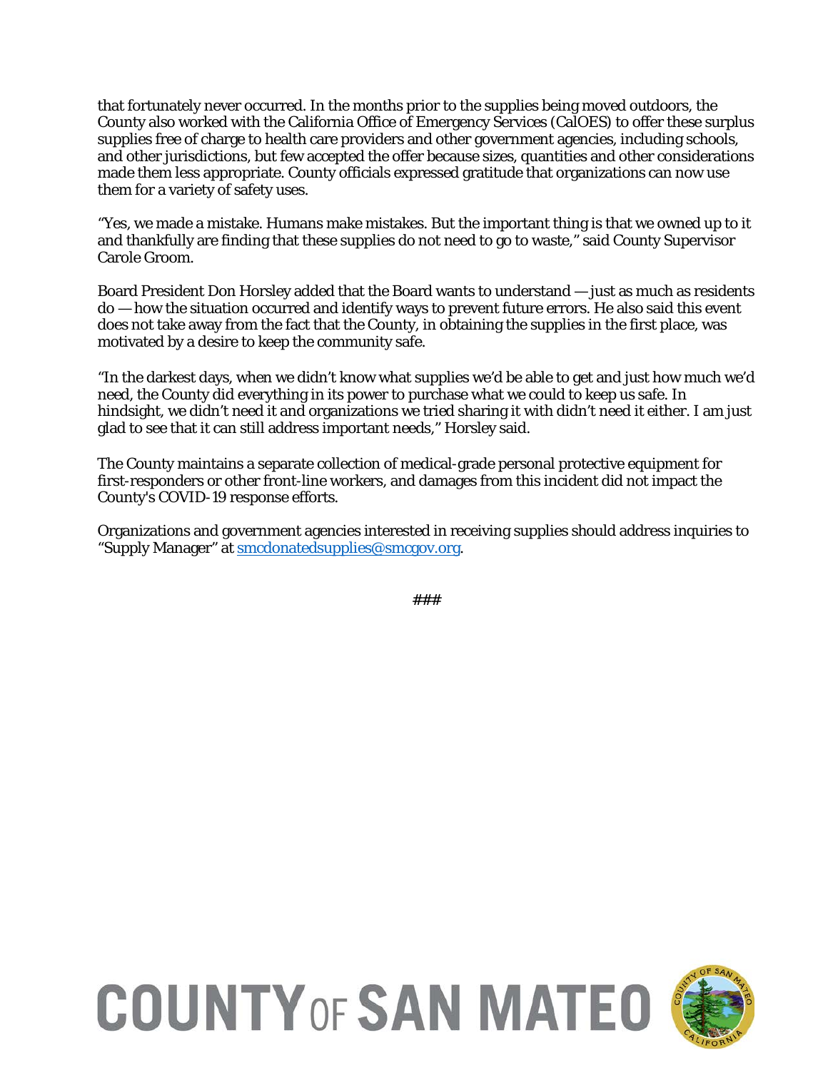that fortunately never occurred. In the months prior to the supplies being moved outdoors, the County also worked with the California Office of Emergency Services (CalOES) to offer these surplus supplies free of charge to health care providers and other government agencies, including schools, and other jurisdictions, but few accepted the offer because sizes, quantities and other considerations made them less appropriate. County officials expressed gratitude that organizations can now use them for a variety of safety uses.

"Yes, we made a mistake. Humans make mistakes. But the important thing is that we owned up to it and thankfully are finding that these supplies do not need to go to waste," said County Supervisor Carole Groom.

Board President Don Horsley added that the Board wants to understand — just as much as residents do — how the situation occurred and identify ways to prevent future errors. He also said this event does not take away from the fact that the County, in obtaining the supplies in the first place, was motivated by a desire to keep the community safe.

"In the darkest days, when we didn't know what supplies we'd be able to get and just how much we'd need, the County did everything in its power to purchase what we could to keep us safe. In hindsight, we didn't need it and organizations we tried sharing it with didn't need it either. I am just glad to see that it can still address important needs," Horsley said.

The County maintains a separate collection of medical-grade personal protective equipment for first-responders or other front-line workers, and damages from this incident did not impact the County's COVID-19 response efforts.

Organizations and government agencies interested in receiving supplies should address inquiries to "Supply Manager" at smcdonatedsupplies@smcgov.org.

###